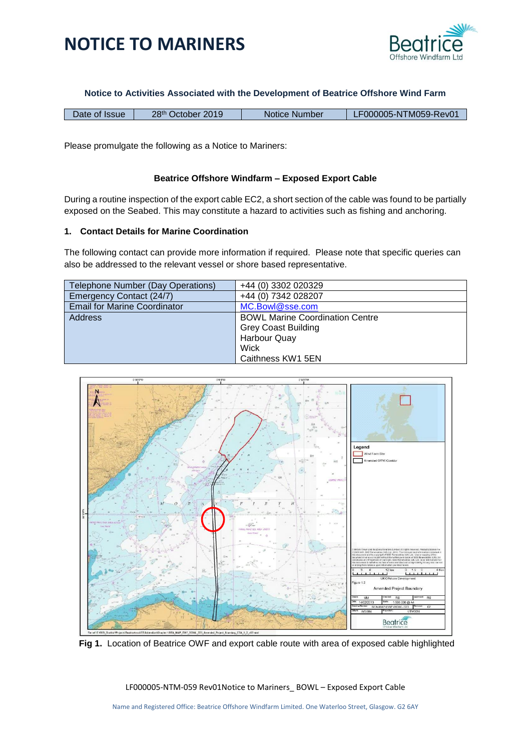# NOTICE TO MARINERS

**Notice to Activities Associated with the Development of Beatrice Offshore Wind Farm**

| Date of Issue | 28th October 2019 | Notice Number | LF000005-NTM059-Rev01 |
|---|---|---|---|

Please promulgate the following as a Notice to Mariners:

**Beatrice Offshore Windfarm – Exposed Export Cable**

During a routine inspection of the export cable EC2, a short section of the cable was found to be partially exposed on the Seabed. This may constitute a hazard to activities such as fishing and anchoring.

### 1. Contact Details for Marine Coordination

The following contact can provide more information if required. Please note that specific queries can also be addressed to the relevant vessel or shore based representative.

| | |
|---|---|
| Telephone Number (Day Operations) | +44 (0) 3302 020329 |
| Emergency Contact (24/7) | +44 (0) 7342 028207 |
| Email for Marine Coordinator | MC.Bowl@sse.com |
| Address | BOWL Marine Coordination Centre<br>Grey Coast Building<br>Harbour Quay<br>Wick<br>Caithness KW1 5EN |

**Fig 1.** Location of Beatrice OWF and export cable route with area of exposed cable highlighted

LF000005-NTM-059 Rev01Notice to Mariners_ BOWL – Exposed Export Cable

Name and Registered Office: Beatrice Offshore Windfarm Limited. One Waterloo Street, Glasgow. G2 6AY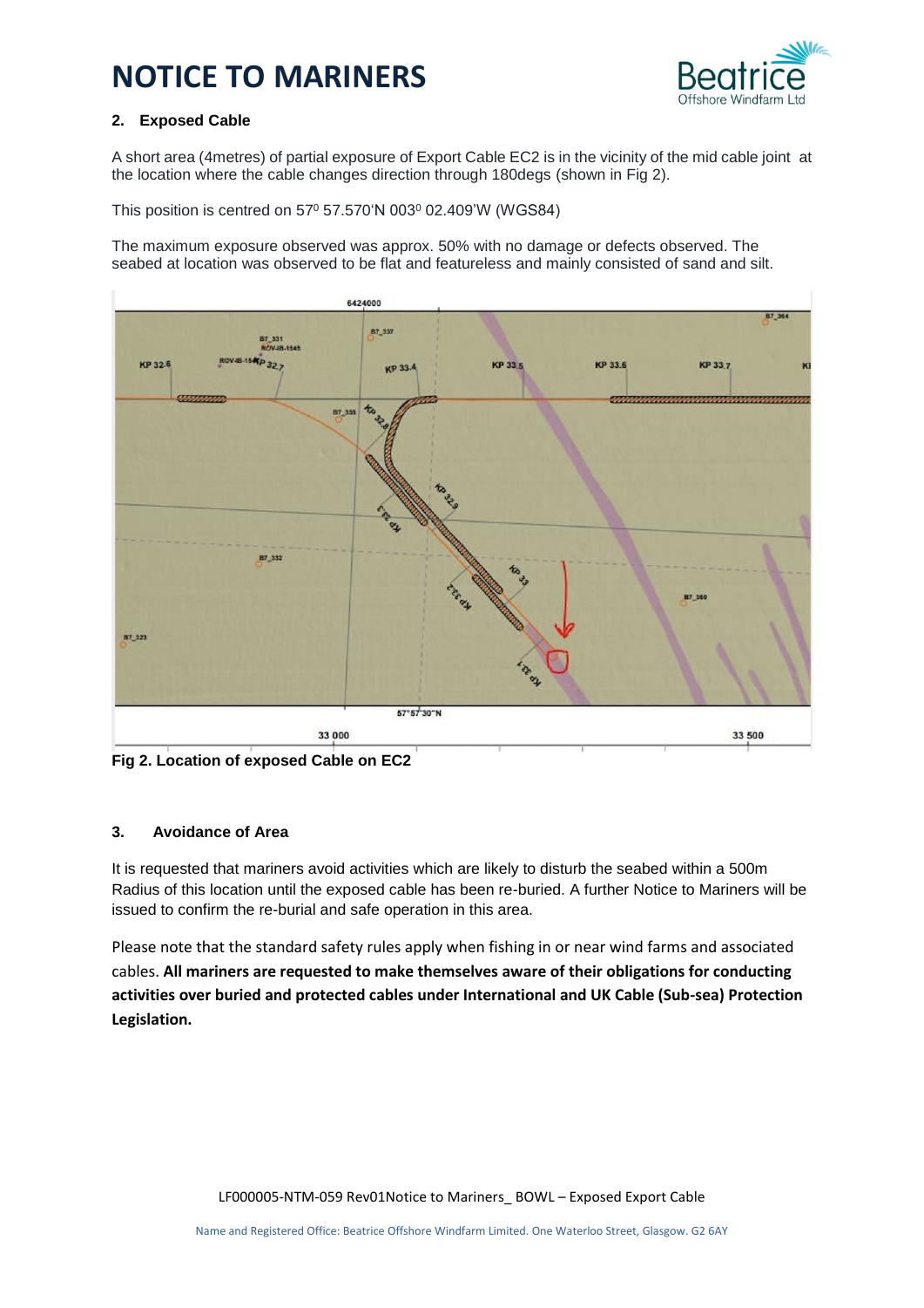# NOTICE TO MARINERS

## 2. Exposed Cable

A short area (4metres) of partial exposure of Export Cable EC2 is in the vicinity of the mid cable joint at the location where the cable changes direction through 180degs (shown in Fig 2).

This position is centred on 57$^0$ 57.570'N 003$^0$ 02.409'W (WGS84)

The maximum exposure observed was approx. 50% with no damage or defects observed. The seabed at location was observed to be flat and featureless and mainly consisted of sand and silt.

**Fig 2. Location of exposed Cable on EC2**

## 3. Avoidance of Area

It is requested that mariners avoid activities which are likely to disturb the seabed within a 500m Radius of this location until the exposed cable has been re-buried. A further Notice to Mariners will be issued to confirm the re-burial and safe operation in this area.

Please note that the standard safety rules apply when fishing in or near wind farms and associated cables. **All mariners are requested to make themselves aware of their obligations for conducting activities over buried and protected cables under International and UK Cable (Sub-sea) Protection Legislation.**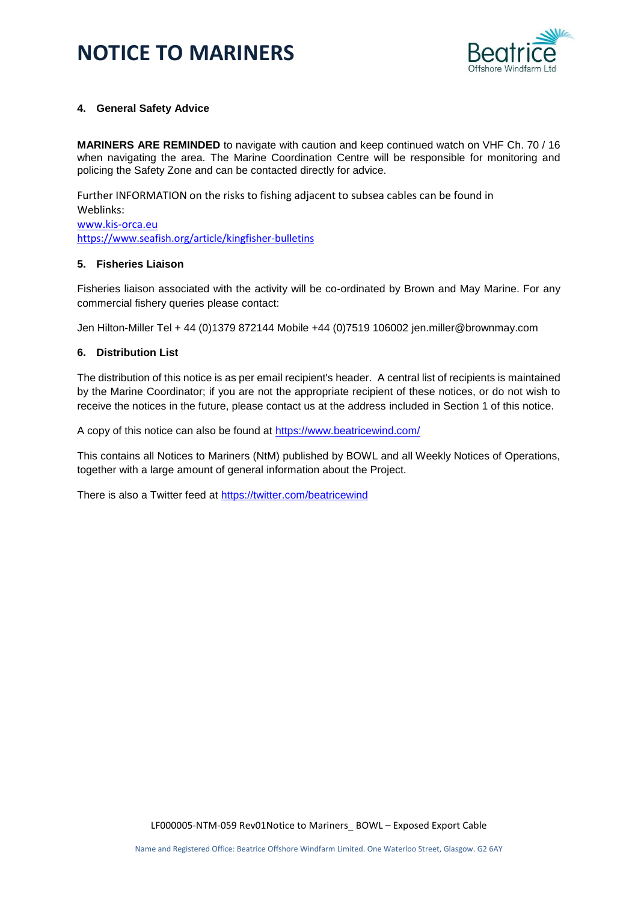### 4. General Safety Advice

**MARINERS ARE REMINDED** to navigate with caution and keep continued watch on VHF Ch. 70 / 16 when navigating the area. The Marine Coordination Centre will be responsible for monitoring and policing the Safety Zone and can be contacted directly for advice.

Further INFORMATION on the risks to fishing adjacent to subsea cables can be found in Weblinks:
www.kis-orca.eu
https://www.seafish.org/article/kingfisher-bulletins

### 5. Fisheries Liaison

Fisheries liaison associated with the activity will be co-ordinated by Brown and May Marine. For any commercial fishery queries please contact:

Jen Hilton-Miller Tel + 44 (0)1379 872144 Mobile +44 (0)7519 106002 jen.miller@brownmay.com

### 6. Distribution List

The distribution of this notice is as per email recipient's header. A central list of recipients is maintained by the Marine Coordinator; if you are not the appropriate recipient of these notices, or do not wish to receive the notices in the future, please contact us at the address included in Section 1 of this notice.

A copy of this notice can also be found at https://www.beatricewind.com/

This contains all Notices to Mariners (NtM) published by BOWL and all Weekly Notices of Operations, together with a large amount of general information about the Project.

There is also a Twitter feed at https://twitter.com/beatricewind